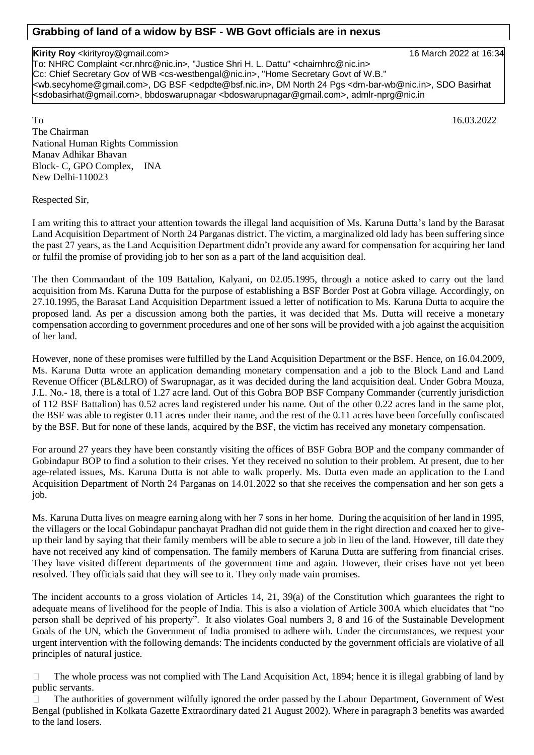## Grabbing of land of a widow by BSF - WB Govt officials are in nexus

**Kirity Roy** <kirityroy@gmail.com> 16 March 2022 at 16:34
To: NHRC Complaint <cr.nhrc@nic.in>, "Justice Shri H. L. Dattu" <chairnhrc@nic.in>
Cc: Chief Secretary Gov of WB <cs-westbengal@nic.in>, "Home Secretary Govt of W.B." <wb.secyhome@gmail.com>, DG BSF <edpdte@bsf.nic.in>, DM North 24 Pgs <dm-bar-wb@nic.in>, SDO Basirhat <sdobasirhat@gmail.com>, bbdoswarupnagar <bdoswarupnagar@gmail.com>, admlr-nprg@nic.in

To 16.03.2022

The Chairman
National Human Rights Commission
Manav Adhikar Bhavan
Block- C, GPO Complex, INA
New Delhi-110023

Respected Sir,

I am writing this to attract your attention towards the illegal land acquisition of Ms. Karuna Dutta's land by the Barasat Land Acquisition Department of North 24 Parganas district. The victim, a marginalized old lady has been suffering since the past 27 years, as the Land Acquisition Department didn't provide any award for compensation for acquiring her land or fulfil the promise of providing job to her son as a part of the land acquisition deal.

The then Commandant of the 109 Battalion, Kalyani, on 02.05.1995, through a notice asked to carry out the land acquisition from Ms. Karuna Dutta for the purpose of establishing a BSF Border Post at Gobra village. Accordingly, on 27.10.1995, the Barasat Land Acquisition Department issued a letter of notification to Ms. Karuna Dutta to acquire the proposed land. As per a discussion among both the parties, it was decided that Ms. Dutta will receive a monetary compensation according to government procedures and one of her sons will be provided with a job against the acquisition of her land.

However, none of these promises were fulfilled by the Land Acquisition Department or the BSF. Hence, on 16.04.2009, Ms. Karuna Dutta wrote an application demanding monetary compensation and a job to the Block Land and Land Revenue Officer (BL&LRO) of Swarupnagar, as it was decided during the land acquisition deal. Under Gobra Mouza, J.L. No.- 18, there is a total of 1.27 acre land. Out of this Gobra BOP BSF Company Commander (currently jurisdiction of 112 BSF Battalion) has 0.52 acres land registered under his name. Out of the other 0.22 acres land in the same plot, the BSF was able to register 0.11 acres under their name, and the rest of the 0.11 acres have been forcefully confiscated by the BSF. But for none of these lands, acquired by the BSF, the victim has received any monetary compensation.

For around 27 years they have been constantly visiting the offices of BSF Gobra BOP and the company commander of Gobindapur BOP to find a solution to their crises. Yet they received no solution to their problem. At present, due to her age-related issues, Ms. Karuna Dutta is not able to walk properly. Ms. Dutta even made an application to the Land Acquisition Department of North 24 Parganas on 14.01.2022 so that she receives the compensation and her son gets a job.

Ms. Karuna Dutta lives on meagre earning along with her 7 sons in her home. During the acquisition of her land in 1995, the villagers or the local Gobindapur panchayat Pradhan did not guide them in the right direction and coaxed her to give-up their land by saying that their family members will be able to secure a job in lieu of the land. However, till date they have not received any kind of compensation. The family members of Karuna Dutta are suffering from financial crises. They have visited different departments of the government time and again. However, their crises have not yet been resolved. They officials said that they will see to it. They only made vain promises.

The incident accounts to a gross violation of Articles 14, 21, 39(a) of the Constitution which guarantees the right to adequate means of livelihood for the people of India. This is also a violation of Article 300A which elucidates that "no person shall be deprived of his property". It also violates Goal numbers 3, 8 and 16 of the Sustainable Development Goals of the UN, which the Government of India promised to adhere with. Under the circumstances, we request your urgent intervention with the following demands: The incidents conducted by the government officials are violative of all principles of natural justice.

- The whole process was not complied with The Land Acquisition Act, 1894; hence it is illegal grabbing of land by public servants.
- The authorities of government wilfully ignored the order passed by the Labour Department, Government of West Bengal (published in Kolkata Gazette Extraordinary dated 21 August 2002). Where in paragraph 3 benefits was awarded to the land losers.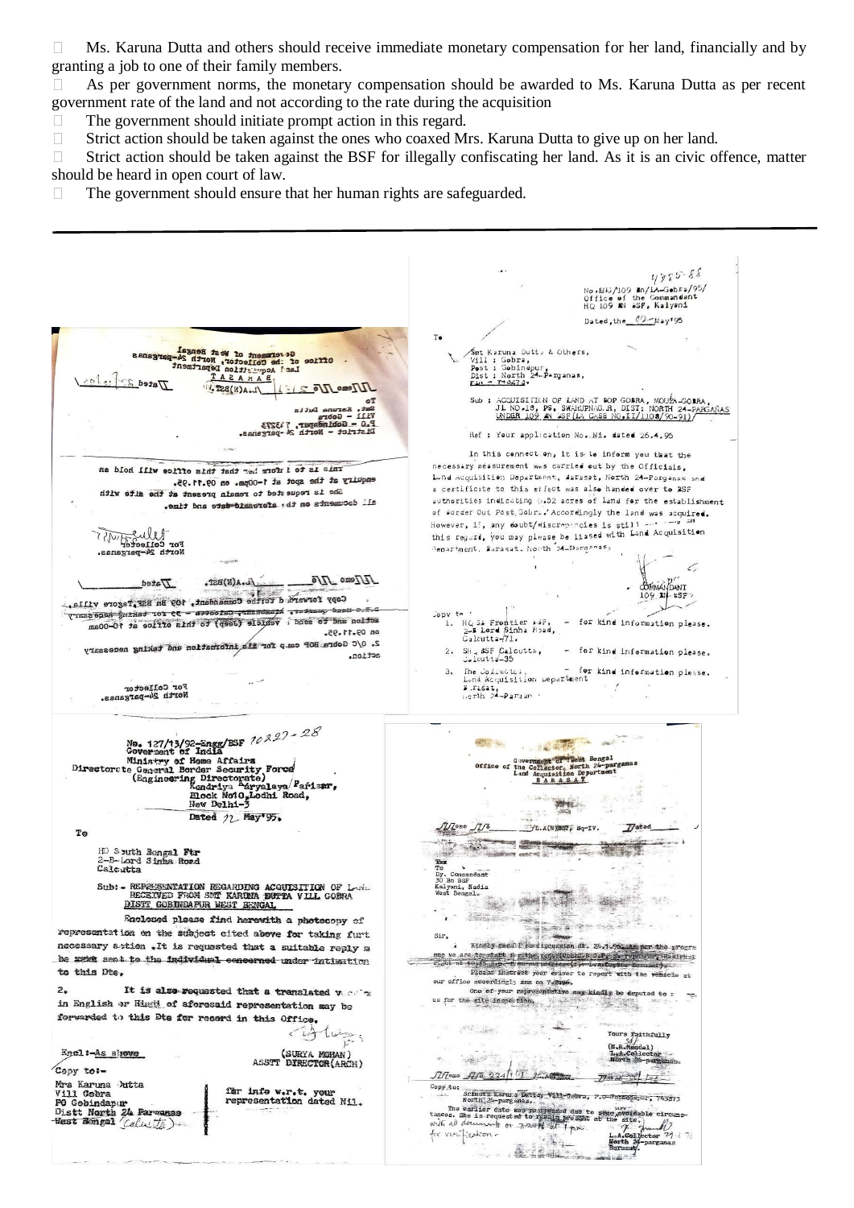- Ms. Karuna Dutta and others should receive immediate monetary compensation for her land, financially and by granting a job to one of their family members.
- As per government norms, the monetary compensation should be awarded to Ms. Karuna Dutta as per recent government rate of the land and not according to the rate during the acquisition
- The government should initiate prompt action in this regard.
- Strict action should be taken against the ones who coaxed Mrs. Karuna Dutta to give up on her land.
- Strict action should be taken against the BSF for illegally confiscating her land. As it is an civic offence, matter should be heard in open court of law.
- The government should ensure that her human rights are safeguarded.

---

Government of West Bengal
Office of the Collector, North 24-parganas
Land Acquisition Department
BARASAT

Memo No. /L.A.(N)SST. Dated 20/10/95

To
Smt. Karuna Dutta
Vill – Gobra
P.O – Gobindpur, 743273
District – North 24-parganas.

This is to inform you that this office will hold an enquiry at the spot at 11-00am. on 09.11.95.

She is requested to remain present at the site with all documents on the aforesaid date and time.

For Collector
North 24-parganas.

Memo No. /L.A.(N)SST. Dated

Copy forwarded to the Commandant, 109 Bn BSF, Gopra Villa, Kalyani with request to take necessary action and be available (post) to this office at 10-00am on 09.11.95.

2. O/C Gobra BOP camp for kind information and taking necessary action.

For Collector
North 24-parganas.

---

4385-88

No.BHJ/109 Bn/LA-Gobra/95/
Office of the Commandant
HQ 109 Bn BSF, Kalyani

Dated, the 02 May'95

To
Smt Karuna Dutta & Others,
Vill : Gobra,
Post : Gobindpur,
Dist : North 24-Parganas,
PIN – 743273.

Sub : ACQUISITION OF LAND AT BOP GOBRA, MOUZA-GOBRA, JL NO.18, PS. SWARUPNAGAR, DIST: NORTH 24-PARGANAS UNDER 109 BN BSF (LA CASE NO.II/1108/90-91)

Ref : Your application No. Nil. dated 26.4.95

In this connect on, it is to inform you that the necessary measurement was carried out by the Officials, Land Acquisition Department, Barasat, North 24-Parganas and a certificate to this effect was also handed over to BSF authorities indicating 0.52 acres of land for the establishment of Border Out Post Gobra. Accordingly the land was acquired. However, if, any doubt/discrepancies is still ... in this regard, you may please be liased with Land Acquisition Department, Barasat, North 24-Parganas.

COMMANDANT
109 BN BSF

Copy to :
1. HQ SB Frontier BSF, 2-B Lord Sinha Road, Calcutta-71. – for kind information please.
2. SH, BSF Calcutta, Calcutta-35 – for kind information please.
3. The Collector, Land Acquisition Department, Barasat, North 24-Parganas – for kind information please.

---

No. 127/13/92-Engg/BSF 10229-28
Goverment of India
Ministry of Home Affairs
Directorate General Border Security Force
(Engineering Directorate)
Kendriya Karyalaya Parisar,
Block No10,Lodhi Road,
New Delhi-3

Dated 12 May'95.

To

HQ South Bengal Ftr
2-B-Lord Sinha Road
Calcutta

Sub:- REPRESENTATION REGARDING ACQUISITION OF LAND RECEIVED FROM SMT KARUNA DUTTA VILL GOBRA DISTT GOBINDAPUR WEST BENGAL

Enclosed please find herewith a photocopy of representation on the subject cited above for taking furt necessary action .It is requested that a suitable reply may be sent to the individual concerned under intimation to this Dte.

2. It is also requested that a translated version in English or Hindi of aforesaid representation may be forwarded to this Dte for record in this Office.

(SURYA MOHAN)
ASSTT DIRECTOR(ARCH)

Encl:-As above

Copy to:-
Mrs Karuna Dutta
Vill Gobra
PO Gobindapur
Distt North 24 Parganas
West Bengal (Calcutta)

for info w.r.t. your representation dated Nil.

---

Government of West Bengal
Office of the Collector, North 24-parganas
Land Acquisition Department
BARASAT

Memo No. /L.A.(N)SST, Sq-IV. Dated

To
Dy. Commandant
30 Bn BSF
Kalyani, Nadia
West Bengal.

Sir,

Kindly recall the discussion dt. 24.1.96 ... as per the ... we are to start ... Gobra ...

Please instruct your driver to report with the vehicle at our office accordingly ... on 7.2.96.

One of your representative may kindly be deputed to ... us for the site inspection.

Yours faithfully
Sd/
(N.R.Mondal)
L.A.Collector
North 24-parganas.

Memo No. ... Dated ...

Copy to:
Srimati Karuna Dutta, Vill-Gobra, P.O-Gobindapur, 743273 North 24-parganas.
The earlier date was postponed due to some avoidable circumstances. She is requested to remain present at the site with all documents on 7.2.96 at 1 pm. for verification.

L.A.Collector
North 24-parganas
Barasat.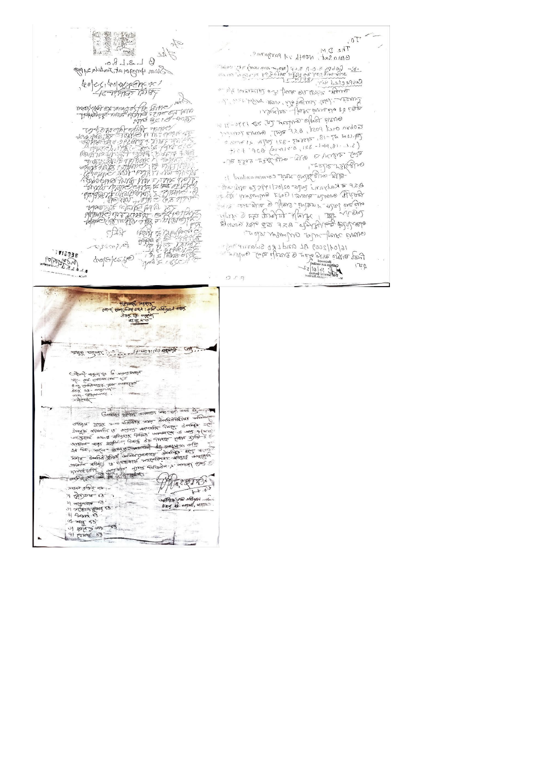To,
The D.M.
Barasat, North 24 Parganas.